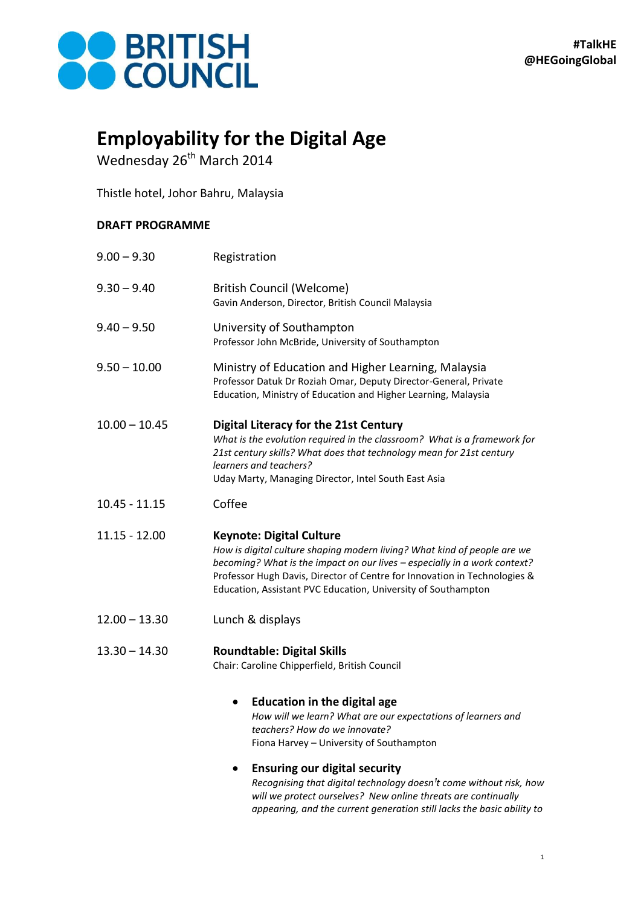BRITISH COUNCIL

**#TalkHE**
**@HEGoingGlobal**

# Employability for the Digital Age

Wednesday 26th March 2014

Thistle hotel, Johor Bahru, Malaysia

**DRAFT PROGRAMME**

| | |
|---|---|
| 9.00 – 9.30 | Registration |
| 9.30 – 9.40 | British Council (Welcome)<br>Gavin Anderson, Director, British Council Malaysia |
| 9.40 – 9.50 | University of Southampton<br>Professor John McBride, University of Southampton |
| 9.50 – 10.00 | Ministry of Education and Higher Learning, Malaysia<br>Professor Datuk Dr Roziah Omar, Deputy Director-General, Private Education, Ministry of Education and Higher Learning, Malaysia |
| 10.00 – 10.45 | **Digital Literacy for the 21st Century**<br>*What is the evolution required in the classroom? What is a framework for 21st century skills? What does that technology mean for 21st century learners and teachers?*<br>Uday Marty, Managing Director, Intel South East Asia |
| 10.45 - 11.15 | Coffee |
| 11.15 - 12.00 | **Keynote: Digital Culture**<br>*How is digital culture shaping modern living? What kind of people are we becoming? What is the impact on our lives – especially in a work context?*<br>Professor Hugh Davis, Director of Centre for Innovation in Technologies & Education, Assistant PVC Education, University of Southampton |
| 12.00 – 13.30 | Lunch & displays |
| 13.30 – 14.30 | **Roundtable: Digital Skills**<br>Chair: Caroline Chipperfield, British Council |

- **Education in the digital age**
  *How will we learn? What are our expectations of learners and teachers? How do we innovate?*
  Fiona Harvey – University of Southampton

- **Ensuring our digital security**
  *Recognising that digital technology doesn't come without risk, how will we protect ourselves? New online threats are continually appearing, and the current generation still lacks the basic ability to*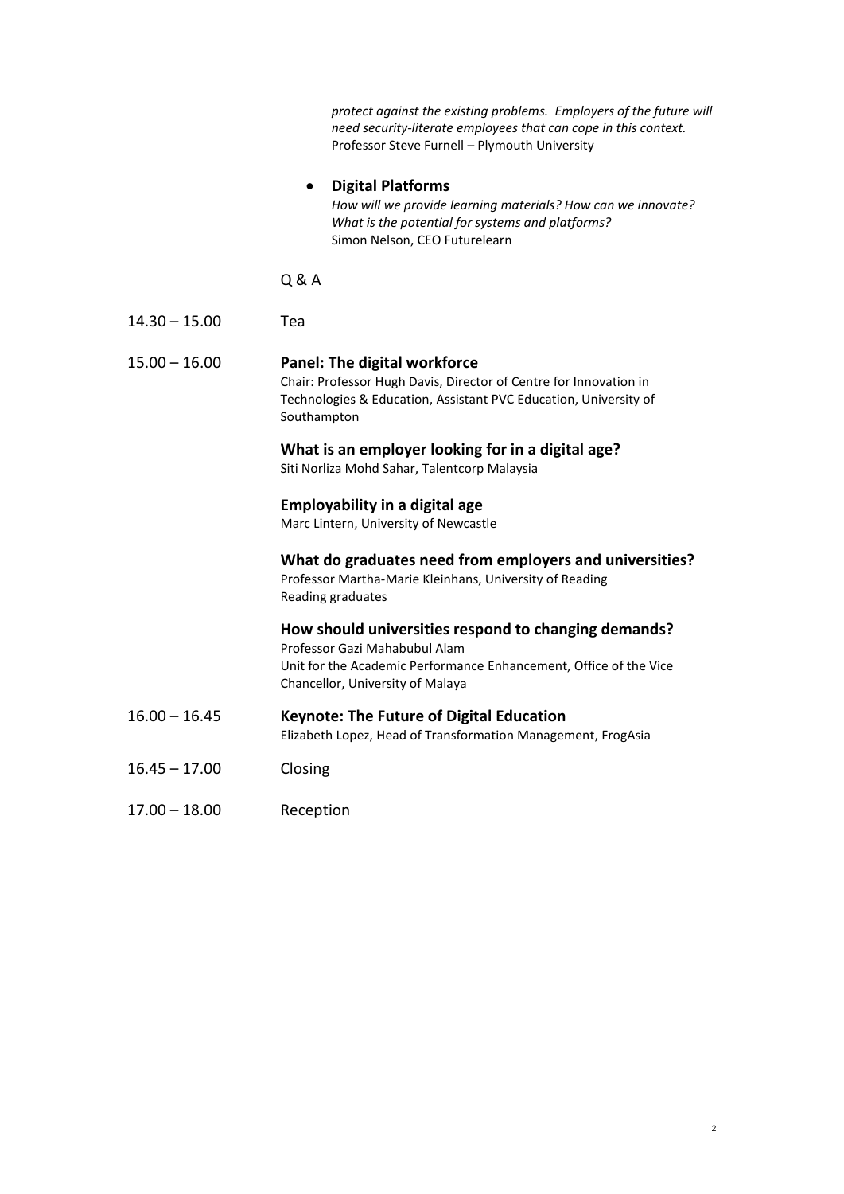*protect against the existing problems. Employers of the future will need security-literate employees that can cope in this context.*
Professor Steve Furnell – Plymouth University

- **Digital Platforms**
  *How will we provide learning materials? How can we innovate? What is the potential for systems and platforms?*
  Simon Nelson, CEO Futurelearn

Q & A

14.30 – 15.00 Tea

15.00 – 16.00 **Panel: The digital workforce**
Chair: Professor Hugh Davis, Director of Centre for Innovation in Technologies & Education, Assistant PVC Education, University of Southampton

**What is an employer looking for in a digital age?**
Siti Norliza Mohd Sahar, Talentcorp Malaysia

**Employability in a digital age**
Marc Lintern, University of Newcastle

**What do graduates need from employers and universities?**
Professor Martha-Marie Kleinhans, University of Reading
Reading graduates

**How should universities respond to changing demands?**
Professor Gazi Mahabubul Alam
Unit for the Academic Performance Enhancement, Office of the Vice Chancellor, University of Malaya

16.00 – 16.45 **Keynote: The Future of Digital Education**
Elizabeth Lopez, Head of Transformation Management, FrogAsia

16.45 – 17.00 Closing

17.00 – 18.00 Reception